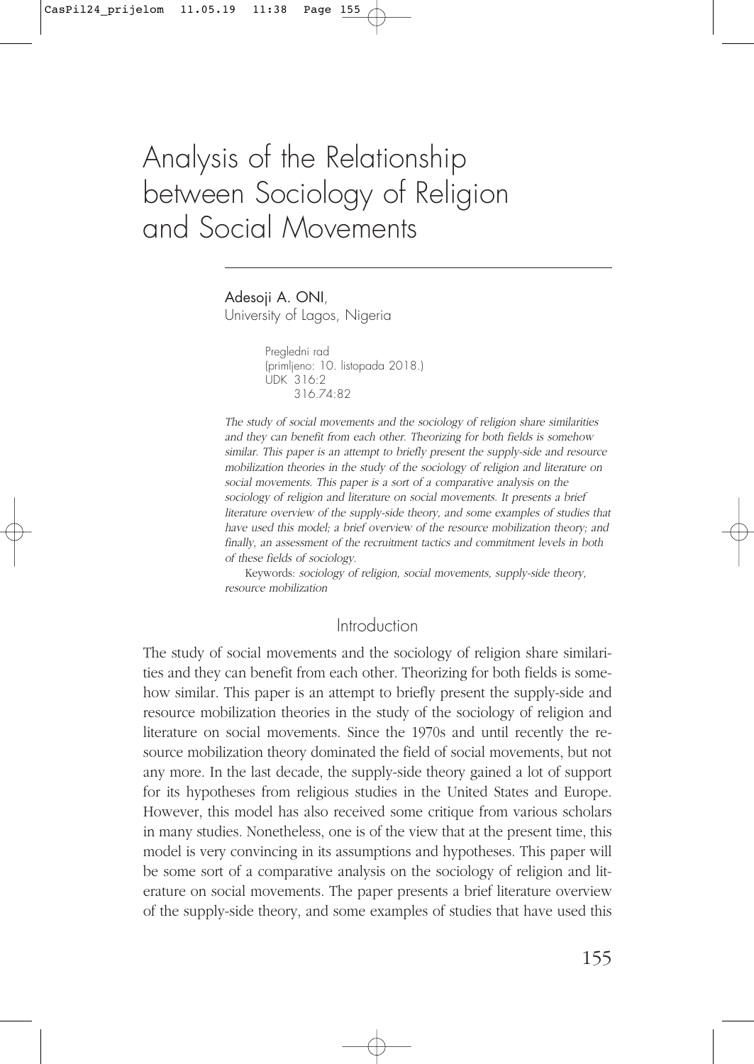# Analysis of the Relationship between Sociology of Religion and Social Movements

Adesoji A. ONI,
University of Lagos, Nigeria

Pregledni rad
(primljeno: 10. listopada 2018.)
UDK 316:2
316.74:82

*The study of social movements and the sociology of religion share similarities and they can benefit from each other. Theorizing for both fields is somehow similar. This paper is an attempt to briefly present the supply-side and resource mobilization theories in the study of the sociology of religion and literature on social movements. This paper is a sort of a comparative analysis on the sociology of religion and literature on social movements. It presents a brief literature overview of the supply-side theory, and some examples of studies that have used this model; a brief overview of the resource mobilization theory; and finally, an assessment of the recruitment tactics and commitment levels in both of these fields of sociology.*

Keywords: *sociology of religion, social movements, supply-side theory, resource mobilization*

## Introduction

The study of social movements and the sociology of religion share similarities and they can benefit from each other. Theorizing for both fields is somehow similar. This paper is an attempt to briefly present the supply-side and resource mobilization theories in the study of the sociology of religion and literature on social movements. Since the 1970s and until recently the resource mobilization theory dominated the field of social movements, but not any more. In the last decade, the supply-side theory gained a lot of support for its hypotheses from religious studies in the United States and Europe. However, this model has also received some critique from various scholars in many studies. Nonetheless, one is of the view that at the present time, this model is very convincing in its assumptions and hypotheses. This paper will be some sort of a comparative analysis on the sociology of religion and literature on social movements. The paper presents a brief literature overview of the supply-side theory, and some examples of studies that have used this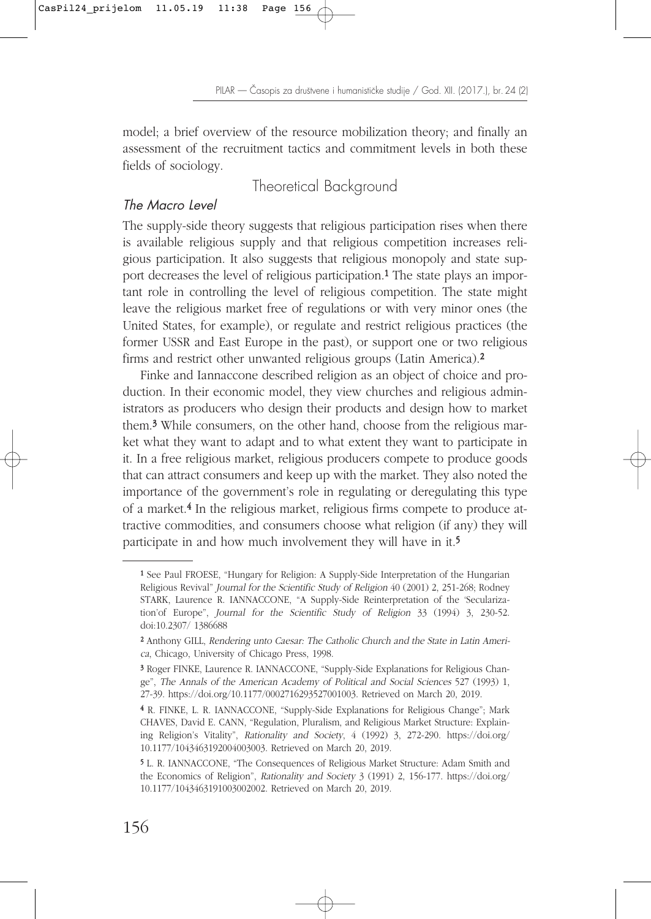model; a brief overview of the resource mobilization theory; and finally an assessment of the recruitment tactics and commitment levels in both these fields of sociology.

## Theoretical Background

### *The Macro Level*

The supply-side theory suggests that religious participation rises when there is available religious supply and that religious competition increases religious participation. It also suggests that religious monopoly and state support decreases the level of religious participation.[1] The state plays an important role in controlling the level of religious competition. The state might leave the religious market free of regulations or with very minor ones (the United States, for example), or regulate and restrict religious practices (the former USSR and East Europe in the past), or support one or two religious firms and restrict other unwanted religious groups (Latin America).[2]

Finke and Iannaccone described religion as an object of choice and production. In their economic model, they view churches and religious administrators as producers who design their products and design how to market them.[3] While consumers, on the other hand, choose from the religious market what they want to adapt and to what extent they want to participate in it. In a free religious market, religious producers compete to produce goods that can attract consumers and keep up with the market. They also noted the importance of the government's role in regulating or deregulating this type of a market.[4] In the religious market, religious firms compete to produce attractive commodities, and consumers choose what religion (if any) they will participate in and how much involvement they will have in it.[5]

---

[1] See Paul FROESE, "Hungary for Religion: A Supply-Side Interpretation of the Hungarian Religious Revival" *Journal for the Scientific Study of Religion* 40 (2001) 2, 251-268; Rodney STARK, Laurence R. IANNACCONE, "A Supply-Side Reinterpretation of the 'Secularization'of Europe", *Journal for the Scientific Study of Religion* 33 (1994) 3, 230-52. doi:10.2307/ 1386688

[2] Anthony GILL, *Rendering unto Caesar: The Catholic Church and the State in Latin America*, Chicago, University of Chicago Press, 1998.

[3] Roger FINKE, Laurence R. IANNACCONE, "Supply-Side Explanations for Religious Change", *The Annals of the American Academy of Political and Social Sciences* 527 (1993) 1, 27-39. https://doi.org/10.1177/0002716293527001003. Retrieved on March 20, 2019.

[4] R. FINKE, L. R. IANNACCONE, "Supply-Side Explanations for Religious Change"; Mark CHAVES, David E. CANN, "Regulation, Pluralism, and Religious Market Structure: Explaining Religion's Vitality", *Rationality and Society*, 4 (1992) 3, 272-290. https://doi.org/ 10.1177/1043463192004003003. Retrieved on March 20, 2019.

[5] L. R. IANNACCONE, "The Consequences of Religious Market Structure: Adam Smith and the Economics of Religion", *Rationality and Society* 3 (1991) 2, 156-177. https://doi.org/ 10.1177/1043463191003002002. Retrieved on March 20, 2019.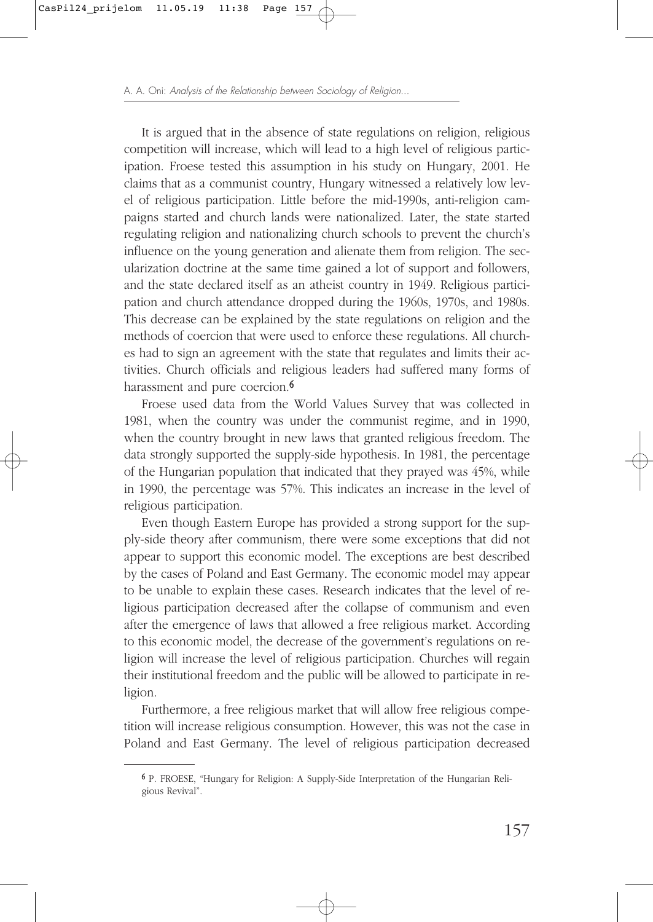It is argued that in the absence of state regulations on religion, religious competition will increase, which will lead to a high level of religious participation. Froese tested this assumption in his study on Hungary, 2001. He claims that as a communist country, Hungary witnessed a relatively low level of religious participation. Little before the mid-1990s, anti-religion campaigns started and church lands were nationalized. Later, the state started regulating religion and nationalizing church schools to prevent the church's influence on the young generation and alienate them from religion. The secularization doctrine at the same time gained a lot of support and followers, and the state declared itself as an atheist country in 1949. Religious participation and church attendance dropped during the 1960s, 1970s, and 1980s. This decrease can be explained by the state regulations on religion and the methods of coercion that were used to enforce these regulations. All churches had to sign an agreement with the state that regulates and limits their activities. Church officials and religious leaders had suffered many forms of harassment and pure coercion.[6]

Froese used data from the World Values Survey that was collected in 1981, when the country was under the communist regime, and in 1990, when the country brought in new laws that granted religious freedom. The data strongly supported the supply-side hypothesis. In 1981, the percentage of the Hungarian population that indicated that they prayed was 45%, while in 1990, the percentage was 57%. This indicates an increase in the level of religious participation.

Even though Eastern Europe has provided a strong support for the supply-side theory after communism, there were some exceptions that did not appear to support this economic model. The exceptions are best described by the cases of Poland and East Germany. The economic model may appear to be unable to explain these cases. Research indicates that the level of religious participation decreased after the collapse of communism and even after the emergence of laws that allowed a free religious market. According to this economic model, the decrease of the government's regulations on religion will increase the level of religious participation. Churches will regain their institutional freedom and the public will be allowed to participate in religion.

Furthermore, a free religious market that will allow free religious competition will increase religious consumption. However, this was not the case in Poland and East Germany. The level of religious participation decreased

---

[6] P. FROESE, "Hungary for Religion: A Supply-Side Interpretation of the Hungarian Religious Revival".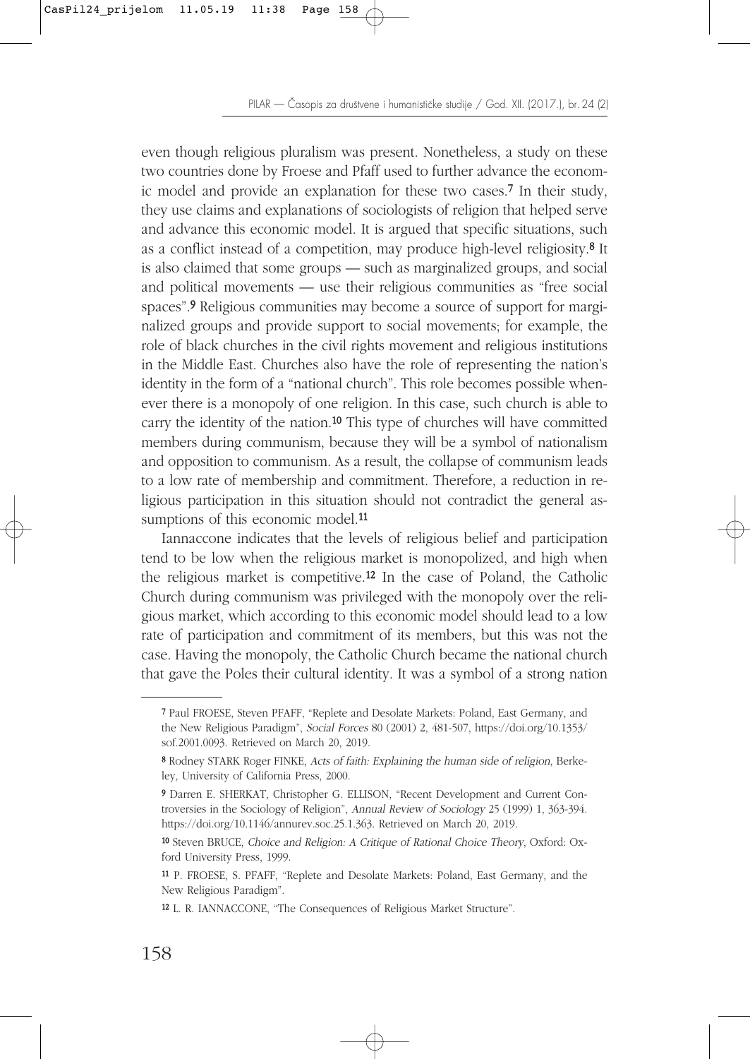even though religious pluralism was present. Nonetheless, a study on these two countries done by Froese and Pfaff used to further advance the economic model and provide an explanation for these two cases.[7] In their study, they use claims and explanations of sociologists of religion that helped serve and advance this economic model. It is argued that specific situations, such as a conflict instead of a competition, may produce high-level religiosity.[8] It is also claimed that some groups — such as marginalized groups, and social and political movements — use their religious communities as "free social spaces".[9] Religious communities may become a source of support for marginalized groups and provide support to social movements; for example, the role of black churches in the civil rights movement and religious institutions in the Middle East. Churches also have the role of representing the nation's identity in the form of a "national church". This role becomes possible whenever there is a monopoly of one religion. In this case, such church is able to carry the identity of the nation.[10] This type of churches will have committed members during communism, because they will be a symbol of nationalism and opposition to communism. As a result, the collapse of communism leads to a low rate of membership and commitment. Therefore, a reduction in religious participation in this situation should not contradict the general assumptions of this economic model.[11]

Iannaccone indicates that the levels of religious belief and participation tend to be low when the religious market is monopolized, and high when the religious market is competitive.[12] In the case of Poland, the Catholic Church during communism was privileged with the monopoly over the religious market, which according to this economic model should lead to a low rate of participation and commitment of its members, but this was not the case. Having the monopoly, the Catholic Church became the national church that gave the Poles their cultural identity. It was a symbol of a strong nation

---

[7] Paul FROESE, Steven PFAFF, "Replete and Desolate Markets: Poland, East Germany, and the New Religious Paradigm", *Social Forces* 80 (2001) 2, 481-507, https://doi.org/10.1353/sof.2001.0093. Retrieved on March 20, 2019.

[8] Rodney STARK Roger FINKE, *Acts of faith: Explaining the human side of religion*, Berkeley, University of California Press, 2000.

[9] Darren E. SHERKAT, Christopher G. ELLISON, "Recent Development and Current Controversies in the Sociology of Religion", *Annual Review of Sociology* 25 (1999) 1, 363-394. https://doi.org/10.1146/annurev.soc.25.1.363. Retrieved on March 20, 2019.

[10] Steven BRUCE, *Choice and Religion: A Critique of Rational Choice Theory*, Oxford: Oxford University Press, 1999.

[11] P. FROESE, S. PFAFF, "Replete and Desolate Markets: Poland, East Germany, and the New Religious Paradigm".

[12] L. R. IANNACCONE, "The Consequences of Religious Market Structure".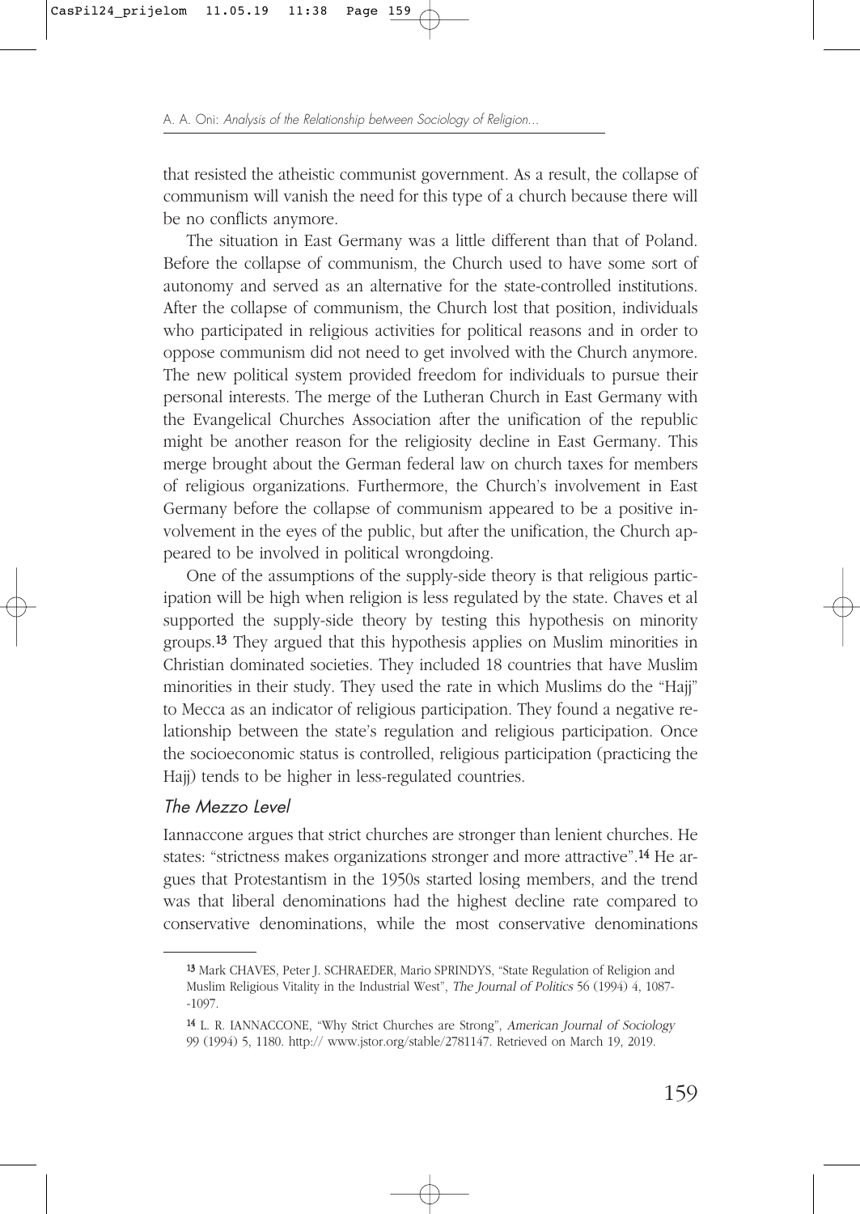that resisted the atheistic communist government. As a result, the collapse of communism will vanish the need for this type of a church because there will be no conflicts anymore.

The situation in East Germany was a little different than that of Poland. Before the collapse of communism, the Church used to have some sort of autonomy and served as an alternative for the state-controlled institutions. After the collapse of communism, the Church lost that position, individuals who participated in religious activities for political reasons and in order to oppose communism did not need to get involved with the Church anymore. The new political system provided freedom for individuals to pursue their personal interests. The merge of the Lutheran Church in East Germany with the Evangelical Churches Association after the unification of the republic might be another reason for the religiosity decline in East Germany. This merge brought about the German federal law on church taxes for members of religious organizations. Furthermore, the Church's involvement in East Germany before the collapse of communism appeared to be a positive involvement in the eyes of the public, but after the unification, the Church appeared to be involved in political wrongdoing.

One of the assumptions of the supply-side theory is that religious participation will be high when religion is less regulated by the state. Chaves et al supported the supply-side theory by testing this hypothesis on minority groups.[13] They argued that this hypothesis applies on Muslim minorities in Christian dominated societies. They included 18 countries that have Muslim minorities in their study. They used the rate in which Muslims do the "Hajj" to Mecca as an indicator of religious participation. They found a negative relationship between the state's regulation and religious participation. Once the socioeconomic status is controlled, religious participation (practicing the Hajj) tends to be higher in less-regulated countries.

### *The Mezzo Level*

Iannaccone argues that strict churches are stronger than lenient churches. He states: "strictness makes organizations stronger and more attractive".[14] He argues that Protestantism in the 1950s started losing members, and the trend was that liberal denominations had the highest decline rate compared to conservative denominations, while the most conservative denominations

---

[13] Mark CHAVES, Peter J. SCHRAEDER, Mario SPRINDYS, "State Regulation of Religion and Muslim Religious Vitality in the Industrial West", *The Journal of Politics* 56 (1994) 4, 1087--1097.

[14] L. R. IANNACCONE, "Why Strict Churches are Strong", *American Journal of Sociology* 99 (1994) 5, 1180. http:// www.jstor.org/stable/2781147. Retrieved on March 19, 2019.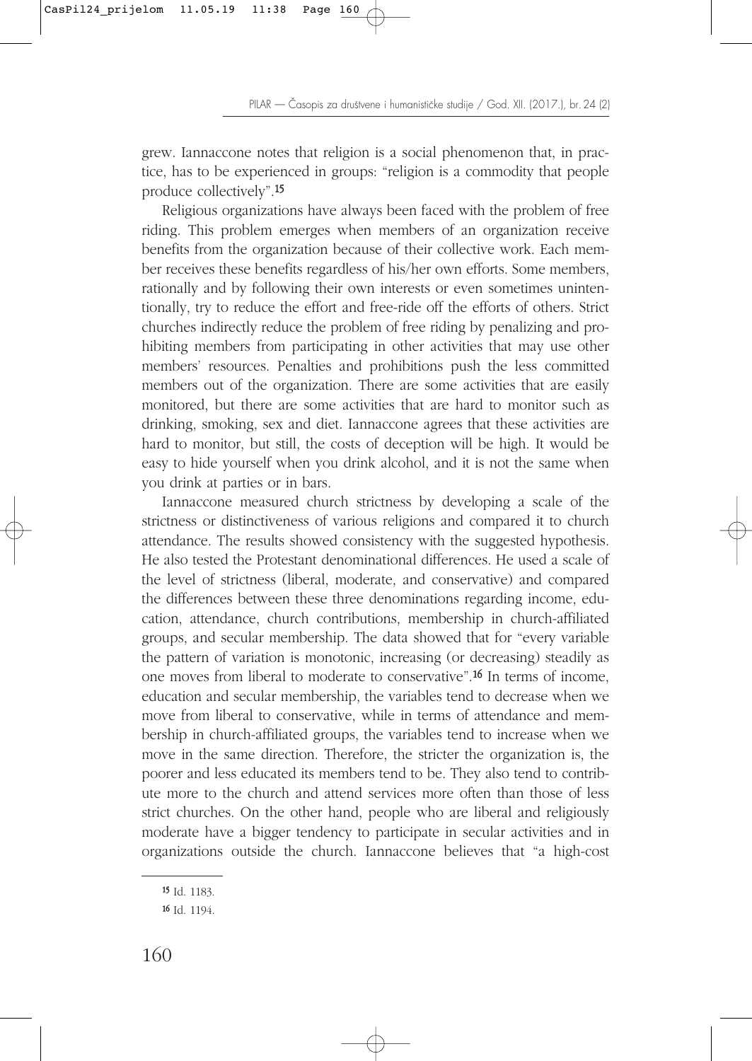grew. Iannaccone notes that religion is a social phenomenon that, in practice, has to be experienced in groups: "religion is a commodity that people produce collectively".[15]

Religious organizations have always been faced with the problem of free riding. This problem emerges when members of an organization receive benefits from the organization because of their collective work. Each member receives these benefits regardless of his/her own efforts. Some members, rationally and by following their own interests or even sometimes unintentionally, try to reduce the effort and free-ride off the efforts of others. Strict churches indirectly reduce the problem of free riding by penalizing and prohibiting members from participating in other activities that may use other members' resources. Penalties and prohibitions push the less committed members out of the organization. There are some activities that are easily monitored, but there are some activities that are hard to monitor such as drinking, smoking, sex and diet. Iannaccone agrees that these activities are hard to monitor, but still, the costs of deception will be high. It would be easy to hide yourself when you drink alcohol, and it is not the same when you drink at parties or in bars.

Iannaccone measured church strictness by developing a scale of the strictness or distinctiveness of various religions and compared it to church attendance. The results showed consistency with the suggested hypothesis. He also tested the Protestant denominational differences. He used a scale of the level of strictness (liberal, moderate, and conservative) and compared the differences between these three denominations regarding income, education, attendance, church contributions, membership in church-affiliated groups, and secular membership. The data showed that for "every variable the pattern of variation is monotonic, increasing (or decreasing) steadily as one moves from liberal to moderate to conservative".[16] In terms of income, education and secular membership, the variables tend to decrease when we move from liberal to conservative, while in terms of attendance and membership in church-affiliated groups, the variables tend to increase when we move in the same direction. Therefore, the stricter the organization is, the poorer and less educated its members tend to be. They also tend to contribute more to the church and attend services more often than those of less strict churches. On the other hand, people who are liberal and religiously moderate have a bigger tendency to participate in secular activities and in organizations outside the church. Iannaccone believes that "a high-cost

[15] Id. 1183.

[16] Id. 1194.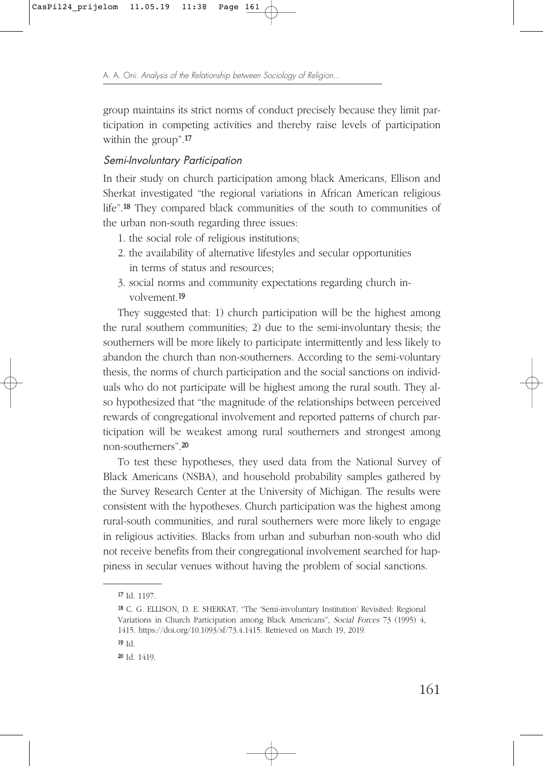group maintains its strict norms of conduct precisely because they limit participation in competing activities and thereby raise levels of participation within the group".[17]

### *Semi-Involuntary Participation*

In their study on church participation among black Americans, Ellison and Sherkat investigated "the regional variations in African American religious life".[18] They compared black communities of the south to communities of the urban non-south regarding three issues:

1. the social role of religious institutions;
2. the availability of alternative lifestyles and secular opportunities in terms of status and resources;
3. social norms and community expectations regarding church involvement.[19]

They suggested that: 1) church participation will be the highest among the rural southern communities; 2) due to the semi-involuntary thesis; the southerners will be more likely to participate intermittently and less likely to abandon the church than non-southerners. According to the semi-voluntary thesis, the norms of church participation and the social sanctions on individuals who do not participate will be highest among the rural south. They also hypothesized that "the magnitude of the relationships between perceived rewards of congregational involvement and reported patterns of church participation will be weakest among rural southerners and strongest among non-southerners".[20]

To test these hypotheses, they used data from the National Survey of Black Americans (NSBA), and household probability samples gathered by the Survey Research Center at the University of Michigan. The results were consistent with the hypotheses. Church participation was the highest among rural-south communities, and rural southerners were more likely to engage in religious activities. Blacks from urban and suburban non-south who did not receive benefits from their congregational involvement searched for happiness in secular venues without having the problem of social sanctions.

---

[17] Id. 1197.

[18] C. G. ELLISON, D. E. SHERKAT, "The 'Semi-involuntary Institution' Revisited: Regional Variations in Church Participation among Black Americans", *Social Forces* 73 (1995) 4, 1415. https://doi.org/10.1093/sf/73.4.1415. Retrieved on March 19, 2019.

[19] Id.

[20] Id. 1419.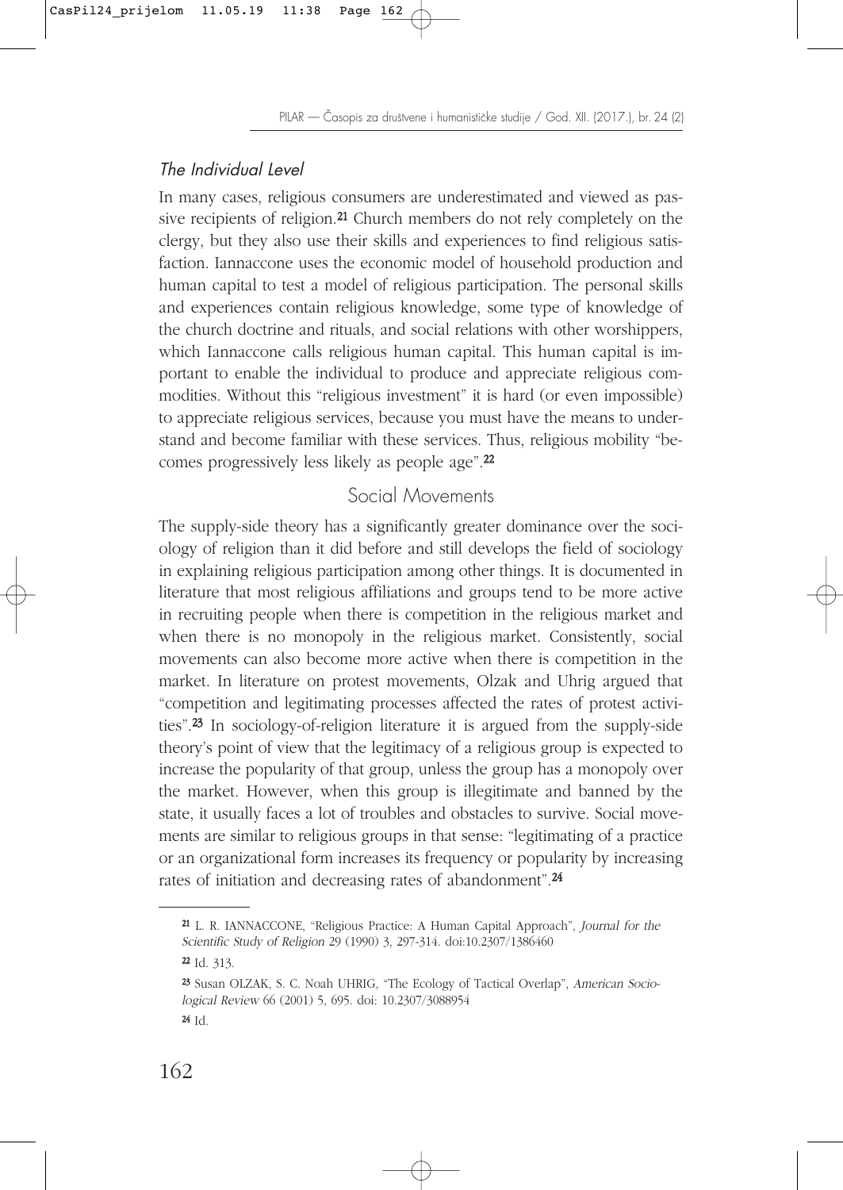### *The Individual Level*

In many cases, religious consumers are underestimated and viewed as passive recipients of religion.[21] Church members do not rely completely on the clergy, but they also use their skills and experiences to find religious satisfaction. Iannaccone uses the economic model of household production and human capital to test a model of religious participation. The personal skills and experiences contain religious knowledge, some type of knowledge of the church doctrine and rituals, and social relations with other worshippers, which Iannaccone calls religious human capital. This human capital is important to enable the individual to produce and appreciate religious commodities. Without this "religious investment" it is hard (or even impossible) to appreciate religious services, because you must have the means to understand and become familiar with these services. Thus, religious mobility "becomes progressively less likely as people age".[22]

## Social Movements

The supply-side theory has a significantly greater dominance over the sociology of religion than it did before and still develops the field of sociology in explaining religious participation among other things. It is documented in literature that most religious affiliations and groups tend to be more active in recruiting people when there is competition in the religious market and when there is no monopoly in the religious market. Consistently, social movements can also become more active when there is competition in the market. In literature on protest movements, Olzak and Uhrig argued that "competition and legitimating processes affected the rates of protest activities".[23] In sociology-of-religion literature it is argued from the supply-side theory's point of view that the legitimacy of a religious group is expected to increase the popularity of that group, unless the group has a monopoly over the market. However, when this group is illegitimate and banned by the state, it usually faces a lot of troubles and obstacles to survive. Social movements are similar to religious groups in that sense: "legitimating of a practice or an organizational form increases its frequency or popularity by increasing rates of initiation and decreasing rates of abandonment".[24]

---

[21] L. R. IANNACCONE, "Religious Practice: A Human Capital Approach", *Journal for the Scientific Study of Religion* 29 (1990) 3, 297-314. doi:10.2307/1386460

[22] Id. 313.

[23] Susan OLZAK, S. C. Noah UHRIG, "The Ecology of Tactical Overlap", *American Sociological Review* 66 (2001) 5, 695. doi: 10.2307/3088954

[24] Id.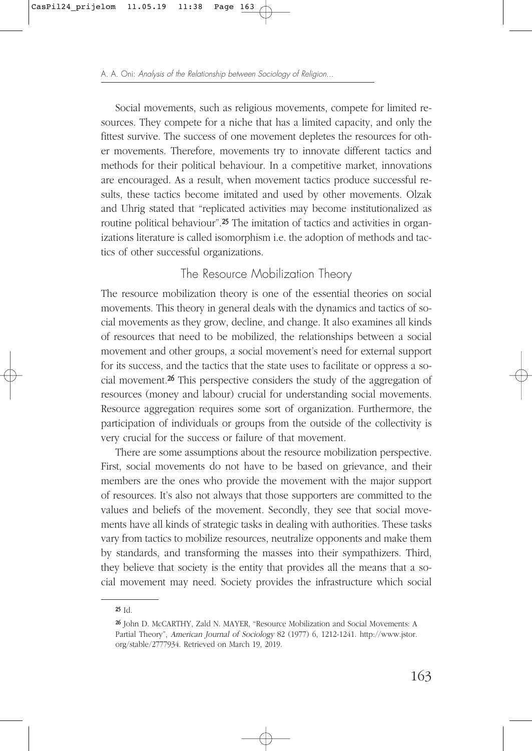Social movements, such as religious movements, compete for limited resources. They compete for a niche that has a limited capacity, and only the fittest survive. The success of one movement depletes the resources for other movements. Therefore, movements try to innovate different tactics and methods for their political behaviour. In a competitive market, innovations are encouraged. As a result, when movement tactics produce successful results, these tactics become imitated and used by other movements. Olzak and Uhrig stated that "replicated activities may become institutionalized as routine political behaviour".[25] The imitation of tactics and activities in organizations literature is called isomorphism i.e. the adoption of methods and tactics of other successful organizations.

## The Resource Mobilization Theory

The resource mobilization theory is one of the essential theories on social movements. This theory in general deals with the dynamics and tactics of social movements as they grow, decline, and change. It also examines all kinds of resources that need to be mobilized, the relationships between a social movement and other groups, a social movement's need for external support for its success, and the tactics that the state uses to facilitate or oppress a social movement.[26] This perspective considers the study of the aggregation of resources (money and labour) crucial for understanding social movements. Resource aggregation requires some sort of organization. Furthermore, the participation of individuals or groups from the outside of the collectivity is very crucial for the success or failure of that movement.

There are some assumptions about the resource mobilization perspective. First, social movements do not have to be based on grievance, and their members are the ones who provide the movement with the major support of resources. It's also not always that those supporters are committed to the values and beliefs of the movement. Secondly, they see that social movements have all kinds of strategic tasks in dealing with authorities. These tasks vary from tactics to mobilize resources, neutralize opponents and make them by standards, and transforming the masses into their sympathizers. Third, they believe that society is the entity that provides all the means that a social movement may need. Society provides the infrastructure which social

[25] Id.

[26] John D. McCARTHY, Zald N. MAYER, "Resource Mobilization and Social Movements: A Partial Theory", *American Journal of Sociology* 82 (1977) 6, 1212-1241. http://www.jstor.org/stable/2777934. Retrieved on March 19, 2019.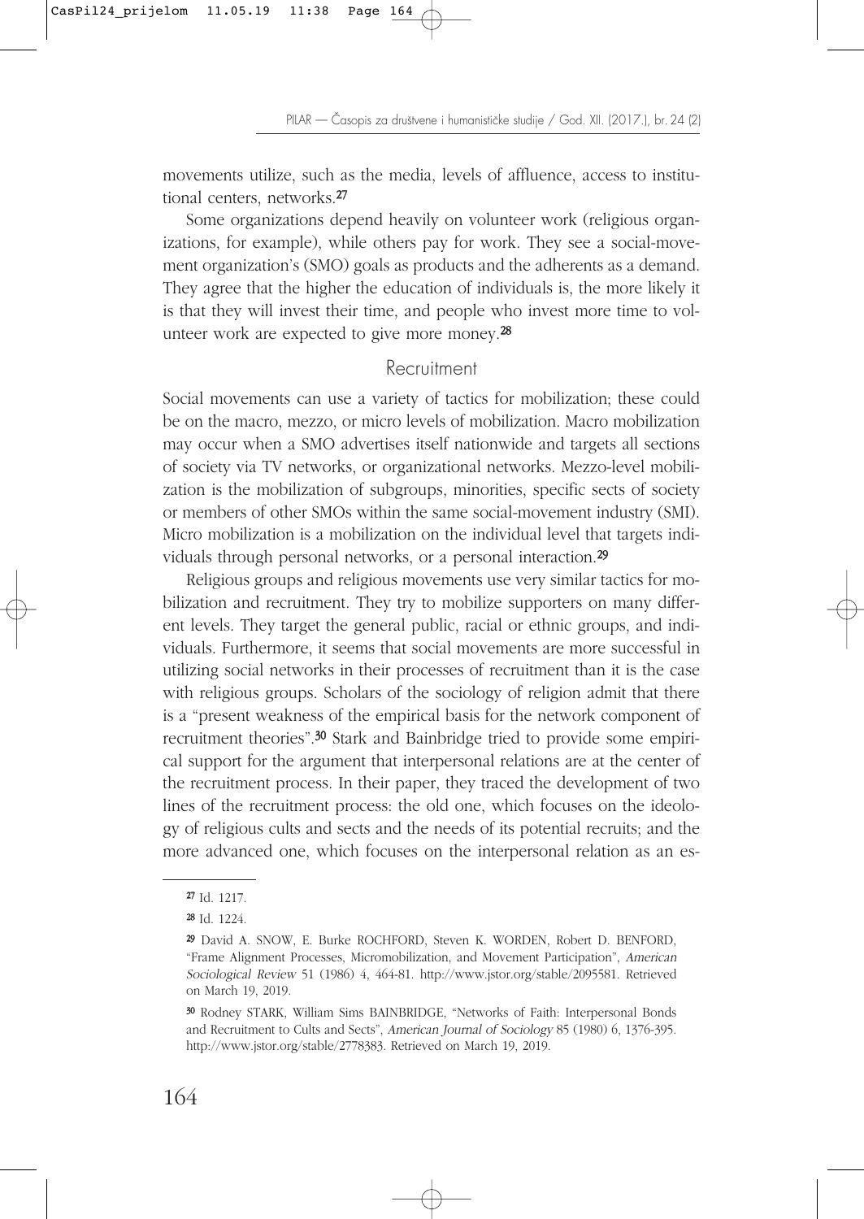movements utilize, such as the media, levels of affluence, access to institutional centers, networks.[27]

Some organizations depend heavily on volunteer work (religious organizations, for example), while others pay for work. They see a social-movement organization's (SMO) goals as products and the adherents as a demand. They agree that the higher the education of individuals is, the more likely it is that they will invest their time, and people who invest more time to volunteer work are expected to give more money.[28]

## Recruitment

Social movements can use a variety of tactics for mobilization; these could be on the macro, mezzo, or micro levels of mobilization. Macro mobilization may occur when a SMO advertises itself nationwide and targets all sections of society via TV networks, or organizational networks. Mezzo-level mobilization is the mobilization of subgroups, minorities, specific sects of society or members of other SMOs within the same social-movement industry (SMI). Micro mobilization is a mobilization on the individual level that targets individuals through personal networks, or a personal interaction.[29]

Religious groups and religious movements use very similar tactics for mobilization and recruitment. They try to mobilize supporters on many different levels. They target the general public, racial or ethnic groups, and individuals. Furthermore, it seems that social movements are more successful in utilizing social networks in their processes of recruitment than it is the case with religious groups. Scholars of the sociology of religion admit that there is a "present weakness of the empirical basis for the network component of recruitment theories".[30] Stark and Bainbridge tried to provide some empirical support for the argument that interpersonal relations are at the center of the recruitment process. In their paper, they traced the development of two lines of the recruitment process: the old one, which focuses on the ideology of religious cults and sects and the needs of its potential recruits; and the more advanced one, which focuses on the interpersonal relation as an es-

---

[27] Id. 1217.

[28] Id. 1224.

[29] David A. SNOW, E. Burke ROCHFORD, Steven K. WORDEN, Robert D. BENFORD, "Frame Alignment Processes, Micromobilization, and Movement Participation", *American Sociological Review* 51 (1986) 4, 464-81. http://www.jstor.org/stable/2095581. Retrieved on March 19, 2019.

[30] Rodney STARK, William Sims BAINBRIDGE, "Networks of Faith: Interpersonal Bonds and Recruitment to Cults and Sects", *American Journal of Sociology* 85 (1980) 6, 1376-395. http://www.jstor.org/stable/2778383. Retrieved on March 19, 2019.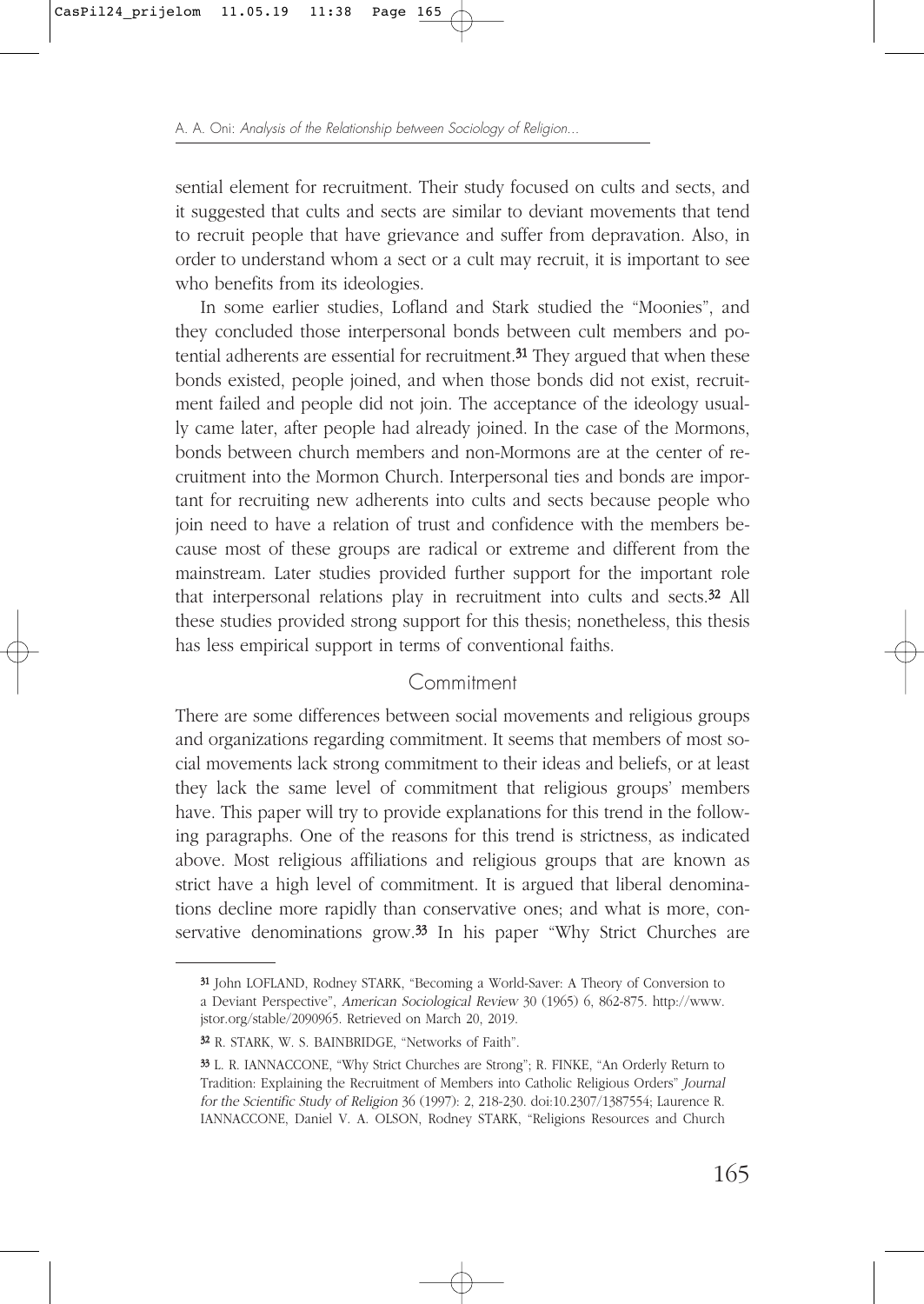sential element for recruitment. Their study focused on cults and sects, and it suggested that cults and sects are similar to deviant movements that tend to recruit people that have grievance and suffer from depravation. Also, in order to understand whom a sect or a cult may recruit, it is important to see who benefits from its ideologies.

In some earlier studies, Lofland and Stark studied the "Moonies", and they concluded those interpersonal bonds between cult members and potential adherents are essential for recruitment.[31] They argued that when these bonds existed, people joined, and when those bonds did not exist, recruitment failed and people did not join. The acceptance of the ideology usually came later, after people had already joined. In the case of the Mormons, bonds between church members and non-Mormons are at the center of recruitment into the Mormon Church. Interpersonal ties and bonds are important for recruiting new adherents into cults and sects because people who join need to have a relation of trust and confidence with the members because most of these groups are radical or extreme and different from the mainstream. Later studies provided further support for the important role that interpersonal relations play in recruitment into cults and sects.[32] All these studies provided strong support for this thesis; nonetheless, this thesis has less empirical support in terms of conventional faiths.

## Commitment

There are some differences between social movements and religious groups and organizations regarding commitment. It seems that members of most social movements lack strong commitment to their ideas and beliefs, or at least they lack the same level of commitment that religious groups' members have. This paper will try to provide explanations for this trend in the following paragraphs. One of the reasons for this trend is strictness, as indicated above. Most religious affiliations and religious groups that are known as strict have a high level of commitment. It is argued that liberal denominations decline more rapidly than conservative ones; and what is more, conservative denominations grow.[33] In his paper "Why Strict Churches are

---

[31] John LOFLAND, Rodney STARK, "Becoming a World-Saver: A Theory of Conversion to a Deviant Perspective", *American Sociological Review* 30 (1965) 6, 862-875. http://www.jstor.org/stable/2090965. Retrieved on March 20, 2019.

[32] R. STARK, W. S. BAINBRIDGE, "Networks of Faith".

[33] L. R. IANNACCONE, "Why Strict Churches are Strong"; R. FINKE, "An Orderly Return to Tradition: Explaining the Recruitment of Members into Catholic Religious Orders" *Journal for the Scientific Study of Religion* 36 (1997): 2, 218-230. doi:10.2307/1387554; Laurence R. IANNACCONE, Daniel V. A. OLSON, Rodney STARK, "Religions Resources and Church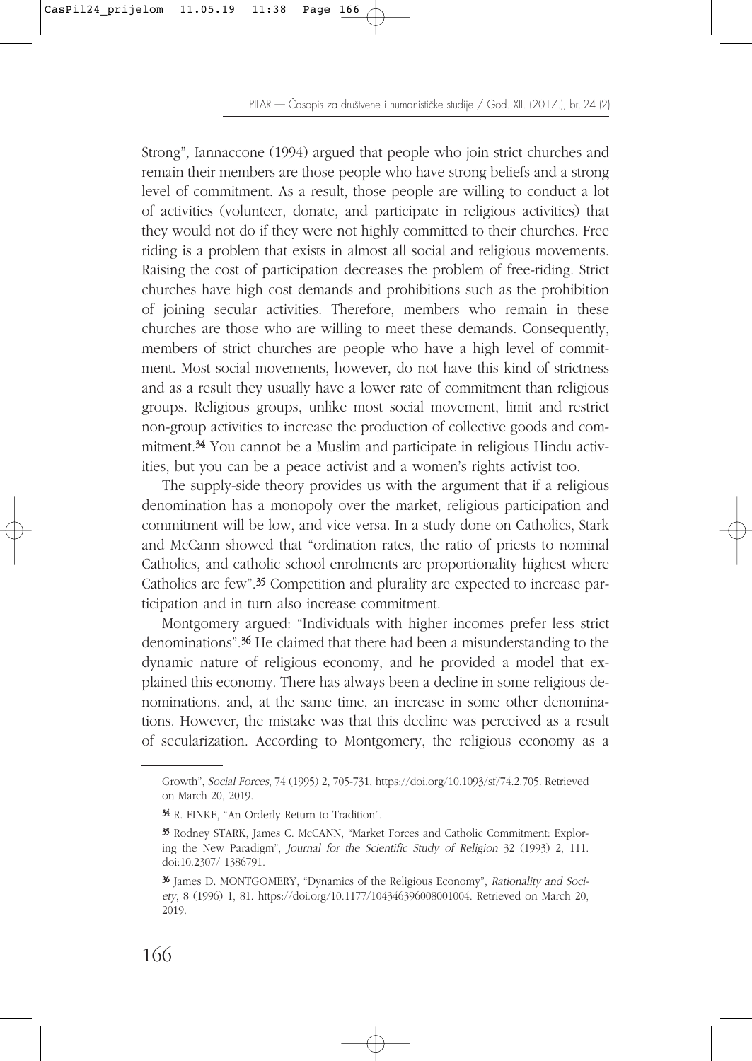Strong", Iannaccone (1994) argued that people who join strict churches and remain their members are those people who have strong beliefs and a strong level of commitment. As a result, those people are willing to conduct a lot of activities (volunteer, donate, and participate in religious activities) that they would not do if they were not highly committed to their churches. Free riding is a problem that exists in almost all social and religious movements. Raising the cost of participation decreases the problem of free-riding. Strict churches have high cost demands and prohibitions such as the prohibition of joining secular activities. Therefore, members who remain in these churches are those who are willing to meet these demands. Consequently, members of strict churches are people who have a high level of commitment. Most social movements, however, do not have this kind of strictness and as a result they usually have a lower rate of commitment than religious groups. Religious groups, unlike most social movement, limit and restrict non-group activities to increase the production of collective goods and commitment.[34] You cannot be a Muslim and participate in religious Hindu activities, but you can be a peace activist and a women's rights activist too.

The supply-side theory provides us with the argument that if a religious denomination has a monopoly over the market, religious participation and commitment will be low, and vice versa. In a study done on Catholics, Stark and McCann showed that "ordination rates, the ratio of priests to nominal Catholics, and catholic school enrolments are proportionality highest where Catholics are few".[35] Competition and plurality are expected to increase participation and in turn also increase commitment.

Montgomery argued: "Individuals with higher incomes prefer less strict denominations".[36] He claimed that there had been a misunderstanding to the dynamic nature of religious economy, and he provided a model that explained this economy. There has always been a decline in some religious denominations, and, at the same time, an increase in some other denominations. However, the mistake was that this decline was perceived as a result of secularization. According to Montgomery, the religious economy as a

---

Growth", *Social Forces*, 74 (1995) 2, 705-731, https://doi.org/10.1093/sf/74.2.705. Retrieved on March 20, 2019.

[34] R. FINKE, "An Orderly Return to Tradition".

[35] Rodney STARK, James C. McCANN, "Market Forces and Catholic Commitment: Exploring the New Paradigm", *Journal for the Scientific Study of Religion* 32 (1993) 2, 111. doi:10.2307/ 1386791.

[36] James D. MONTGOMERY, "Dynamics of the Religious Economy", *Rationality and Society*, 8 (1996) 1, 81. https://doi.org/10.1177/104346396008001004. Retrieved on March 20, 2019.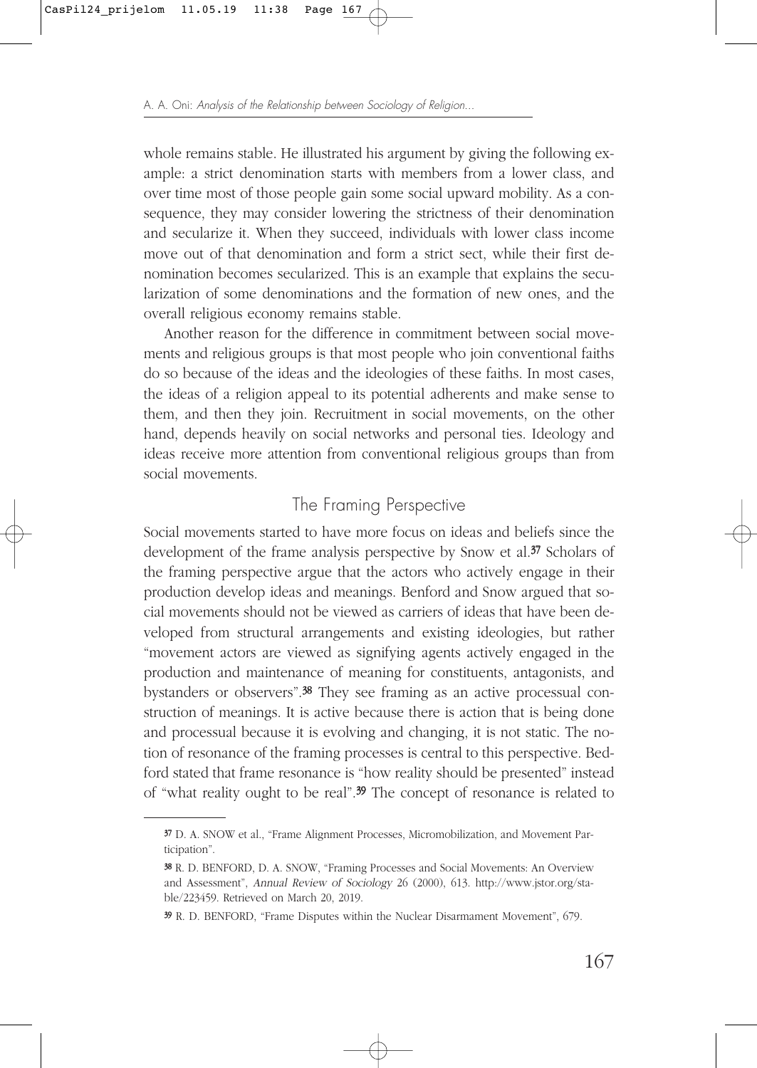whole remains stable. He illustrated his argument by giving the following example: a strict denomination starts with members from a lower class, and over time most of those people gain some social upward mobility. As a consequence, they may consider lowering the strictness of their denomination and secularize it. When they succeed, individuals with lower class income move out of that denomination and form a strict sect, while their first denomination becomes secularized. This is an example that explains the secularization of some denominations and the formation of new ones, and the overall religious economy remains stable.

Another reason for the difference in commitment between social movements and religious groups is that most people who join conventional faiths do so because of the ideas and the ideologies of these faiths. In most cases, the ideas of a religion appeal to its potential adherents and make sense to them, and then they join. Recruitment in social movements, on the other hand, depends heavily on social networks and personal ties. Ideology and ideas receive more attention from conventional religious groups than from social movements.

## The Framing Perspective

Social movements started to have more focus on ideas and beliefs since the development of the frame analysis perspective by Snow et al.[37] Scholars of the framing perspective argue that the actors who actively engage in their production develop ideas and meanings. Benford and Snow argued that social movements should not be viewed as carriers of ideas that have been developed from structural arrangements and existing ideologies, but rather "movement actors are viewed as signifying agents actively engaged in the production and maintenance of meaning for constituents, antagonists, and bystanders or observers".[38] They see framing as an active processual construction of meanings. It is active because there is action that is being done and processual because it is evolving and changing, it is not static. The notion of resonance of the framing processes is central to this perspective. Bedford stated that frame resonance is "how reality should be presented" instead of "what reality ought to be real".[39] The concept of resonance is related to

---

[37] D. A. SNOW et al., "Frame Alignment Processes, Micromobilization, and Movement Participation".

[38] R. D. BENFORD, D. A. SNOW, "Framing Processes and Social Movements: An Overview and Assessment", *Annual Review of Sociology* 26 (2000), 613. http://www.jstor.org/stable/223459. Retrieved on March 20, 2019.

[39] R. D. BENFORD, "Frame Disputes within the Nuclear Disarmament Movement", 679.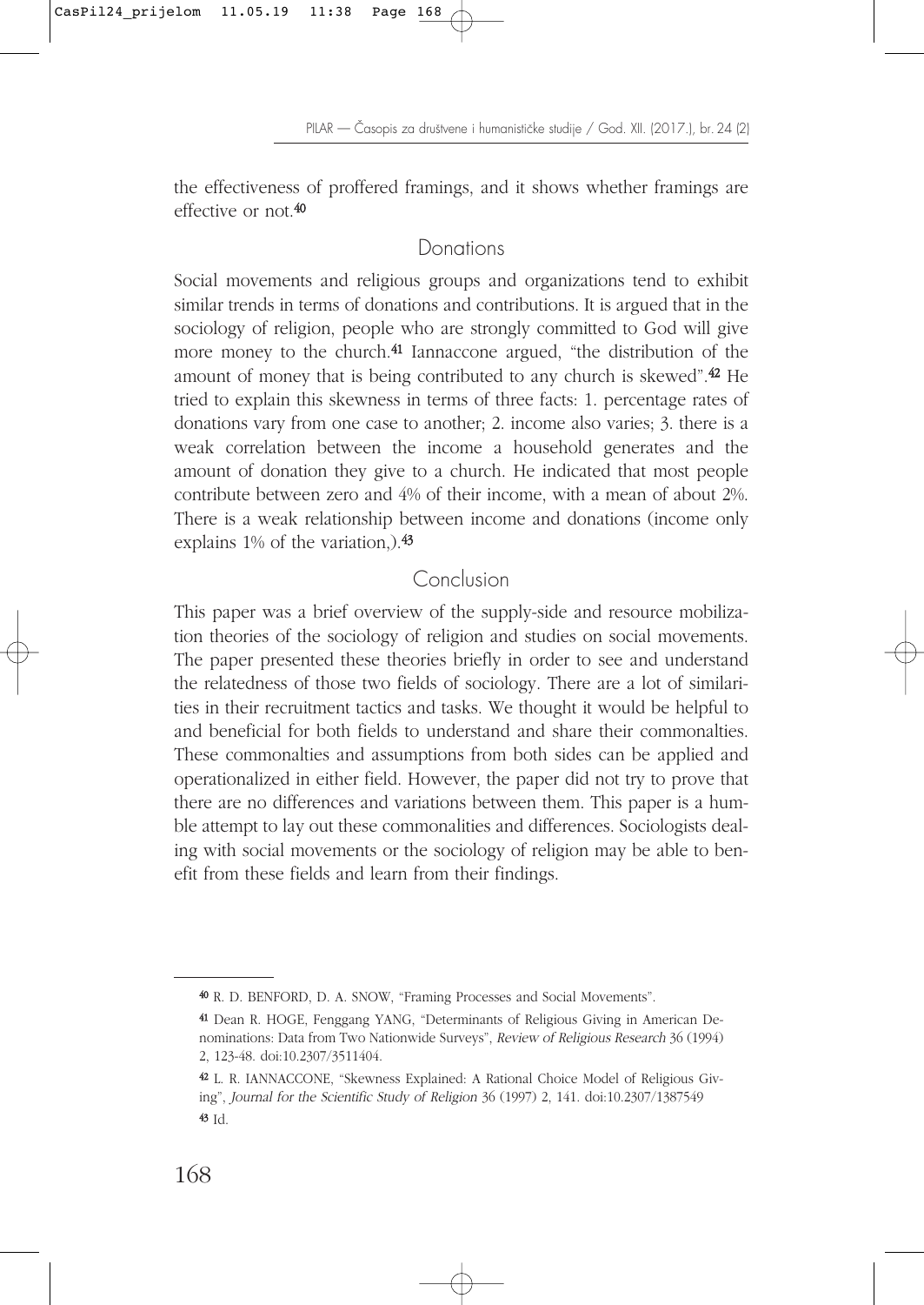the effectiveness of proffered framings, and it shows whether framings are effective or not.[40]

## Donations

Social movements and religious groups and organizations tend to exhibit similar trends in terms of donations and contributions. It is argued that in the sociology of religion, people who are strongly committed to God will give more money to the church.[41] Iannaccone argued, "the distribution of the amount of money that is being contributed to any church is skewed".[42] He tried to explain this skewness in terms of three facts: 1. percentage rates of donations vary from one case to another; 2. income also varies; 3. there is a weak correlation between the income a household generates and the amount of donation they give to a church. He indicated that most people contribute between zero and 4% of their income, with a mean of about 2%. There is a weak relationship between income and donations (income only explains 1% of the variation,).[43]

## Conclusion

This paper was a brief overview of the supply-side and resource mobilization theories of the sociology of religion and studies on social movements. The paper presented these theories briefly in order to see and understand the relatedness of those two fields of sociology. There are a lot of similarities in their recruitment tactics and tasks. We thought it would be helpful to and beneficial for both fields to understand and share their commonalties. These commonalties and assumptions from both sides can be applied and operationalized in either field. However, the paper did not try to prove that there are no differences and variations between them. This paper is a humble attempt to lay out these commonalities and differences. Sociologists dealing with social movements or the sociology of religion may be able to benefit from these fields and learn from their findings.

---

[40] R. D. BENFORD, D. A. SNOW, "Framing Processes and Social Movements".

[41] Dean R. HOGE, Fenggang YANG, "Determinants of Religious Giving in American Denominations: Data from Two Nationwide Surveys", *Review of Religious Research* 36 (1994) 2, 123-48. doi:10.2307/3511404.

[42] L. R. IANNACCONE, "Skewness Explained: A Rational Choice Model of Religious Giving", *Journal for the Scientific Study of Religion* 36 (1997) 2, 141. doi:10.2307/1387549

[43] Id.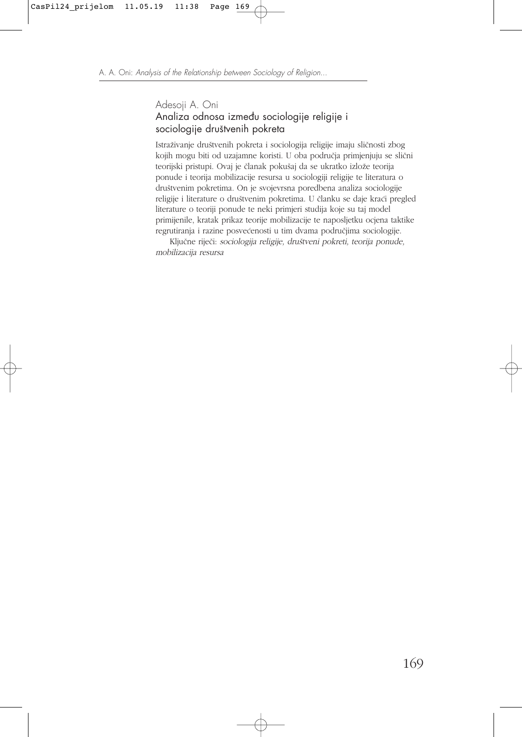Adesoji A. Oni

# Analiza odnosa između sociologije religije i sociologije društvenih pokreta

Istraživanje društvenih pokreta i sociologija religije imaju sličnosti zbog kojih mogu biti od uzajamne koristi. U oba područja primjenjuju se slični teorijski pristupi. Ovaj je članak pokušaj da se ukratko izlože teorija ponude i teorija mobilizacije resursa u sociologiji religije te literatura o društvenim pokretima. On je svojevrsna poredbena analiza sociologije religije i literature o društvenim pokretima. U članku se daje kraći pregled literature o teoriji ponude te neki primjeri studija koje su taj model primijenile, kratak prikaz teorije mobilizacije te naposljetku ocjena taktike regrutiranja i razine posvećenosti u tim dvama područjima sociologije.

Ključne riječi: *sociologija religije, društveni pokreti, teorija ponude, mobilizacija resursa*